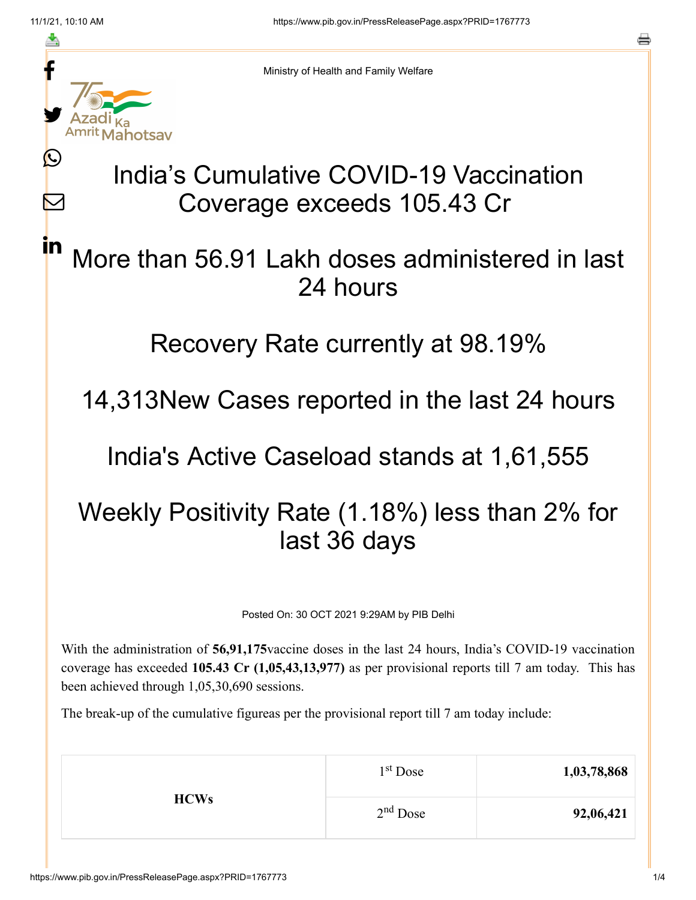Ministry of Health and Family Welfare

# India's Cumulative COVID-19 Vaccination Coverage exceeds 105.43 Cr

## More than 56.91 Lakh doses administered in last 24 hours

## Recovery Rate currently at 98.19%

## 14,313New Cases reported in the last 24 hours

## India's Active Caseload stands at 1,61,555

## Weekly Positivity Rate (1.18%) less than 2% for last 36 days

Posted On: 30 OCT 2021 9:29AM by PIB Delhi

With the administration of **56,91,175**vaccine doses in the last 24 hours, India's COVID-19 vaccination coverage has exceeded **105.43 Cr (1,05,43,13,977)** as per provisional reports till 7 am today. This has been achieved through 1,05,30,690 sessions.

The break-up of the cumulative figureas per the provisional report till 7 am today include:

| | | |
|---|---|---|
| **HCWs** | 1st Dose | **1,03,78,868** |
| | 2nd Dose | **92,06,421** |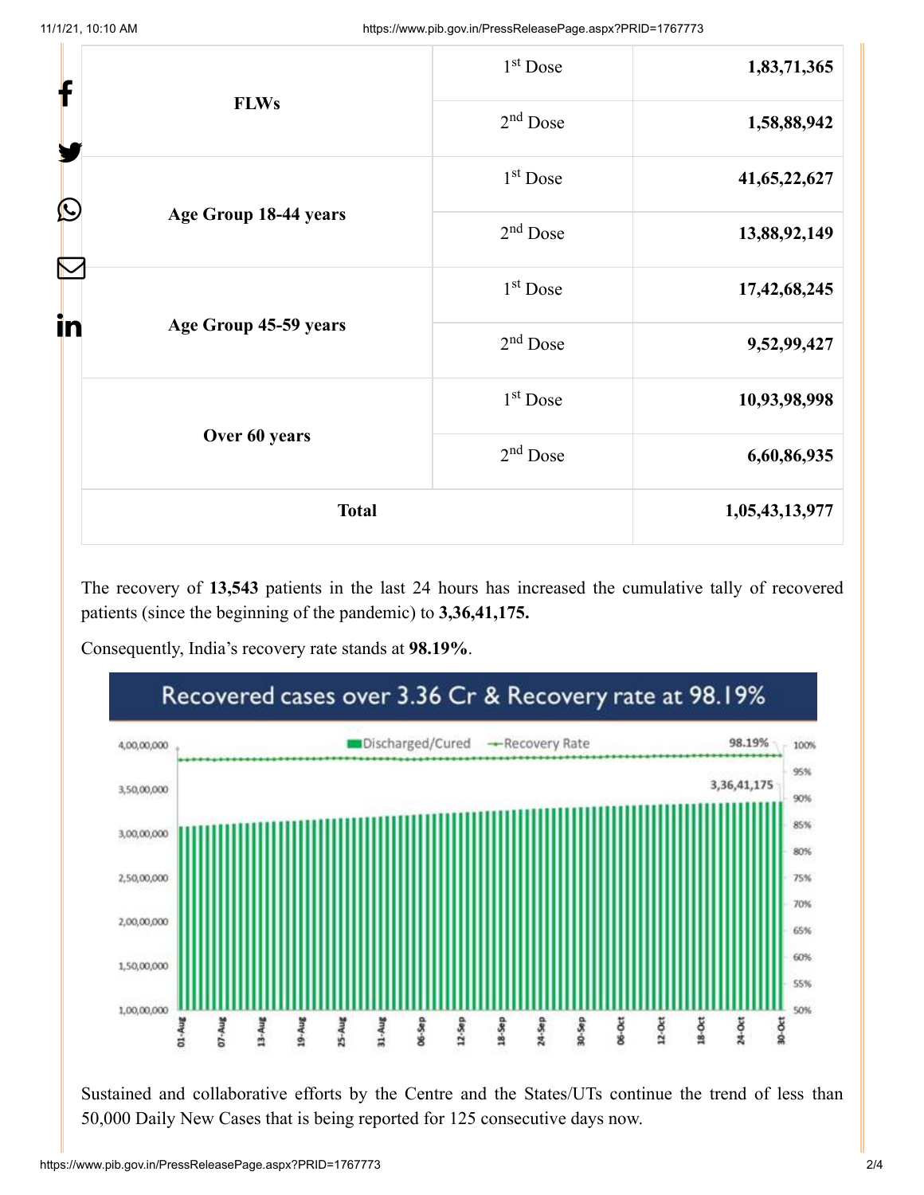| FLWs | 1st Dose | 1,83,71,365 |
|---|---|---|
| | 2nd Dose | 1,58,88,942 |
| Age Group 18-44 years | 1st Dose | 41,65,22,627 |
| | 2nd Dose | 13,88,92,149 |
| Age Group 45-59 years | 1st Dose | 17,42,68,245 |
| | 2nd Dose | 9,52,99,427 |
| Over 60 years | 1st Dose | 10,93,98,998 |
| | 2nd Dose | 6,60,86,935 |
| **Total** | | **1,05,43,13,977** |

The recovery of **13,543** patients in the last 24 hours has increased the cumulative tally of recovered patients (since the beginning of the pandemic) to **3,36,41,175.**

Consequently, India's recovery rate stands at **98.19%**.

Recovered cases over 3.36 Cr & Recovery rate at 98.19%

Sustained and collaborative efforts by the Centre and the States/UTs continue the trend of less than 50,000 Daily New Cases that is being reported for 125 consecutive days now.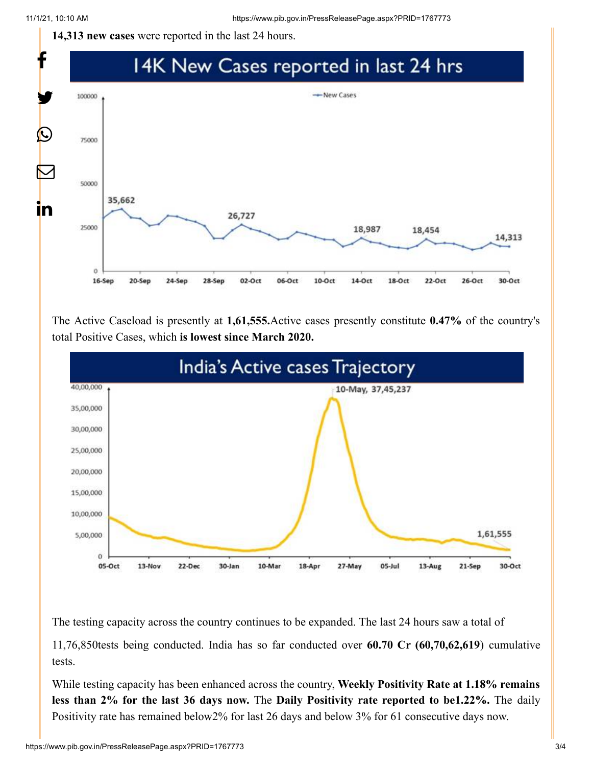**14,313 new cases** were reported in the last 24 hours.

The Active Caseload is presently at **1,61,555.**Active cases presently constitute **0.47%** of the country's total Positive Cases, which **is lowest since March 2020.**

The testing capacity across the country continues to be expanded. The last 24 hours saw a total of

11,76,850tests being conducted. India has so far conducted over **60.70 Cr (60,70,62,619**) cumulative tests.

While testing capacity has been enhanced across the country, **Weekly Positivity Rate at 1.18% remains less than 2% for the last 36 days now.** The **Daily Positivity rate reported to be1.22%.** The daily Positivity rate has remained below2% for last 26 days and below 3% for 61 consecutive days now.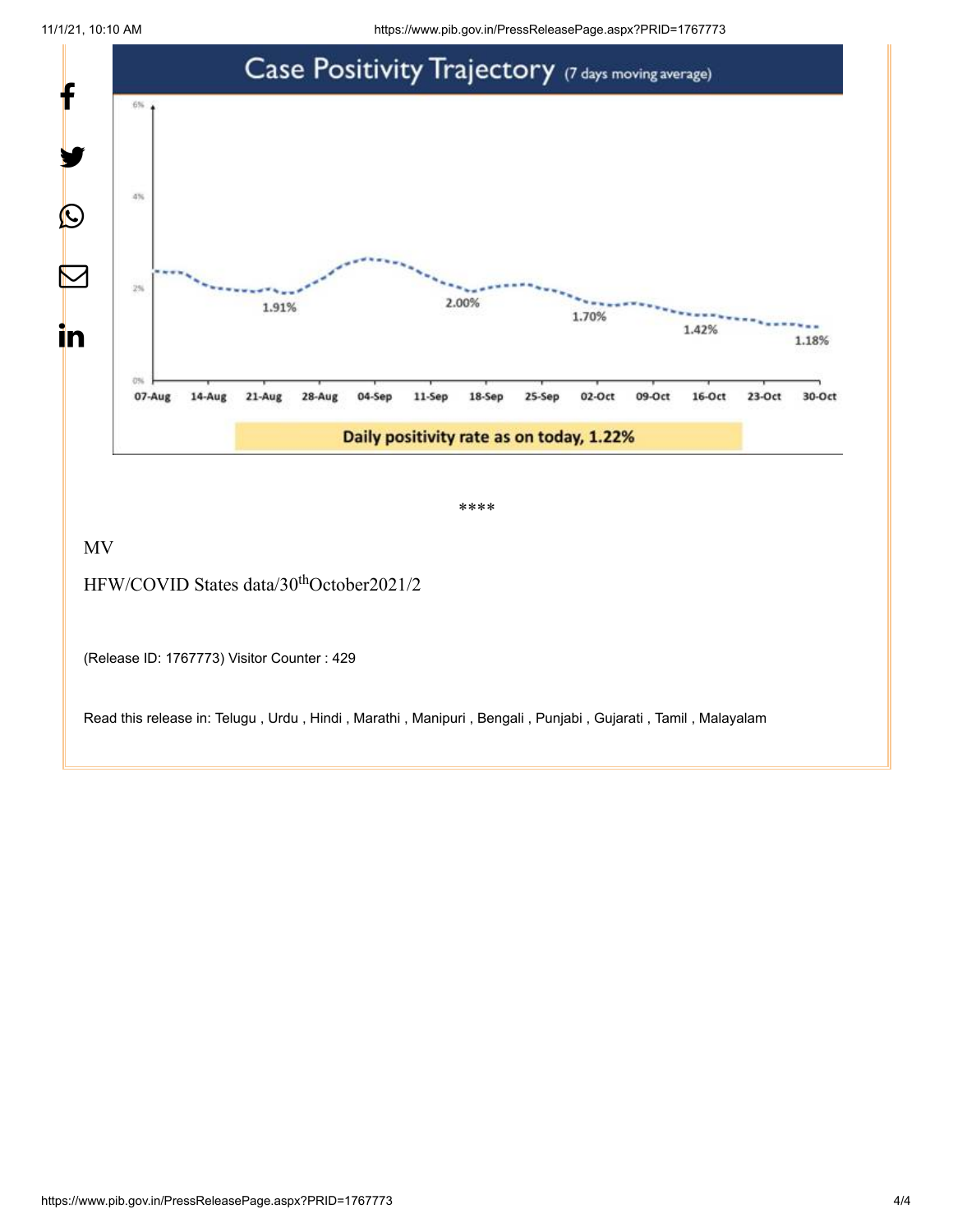Case Positivity Trajectory (7 days moving average)

6%

4%

2%

0%

1.91%

2.00%

1.70%

1.42%

1.18%

07-Aug 14-Aug 21-Aug 28-Aug 04-Sep 11-Sep 18-Sep 25-Sep 02-Oct 09-Oct 16-Oct 23-Oct 30-Oct

Daily positivity rate as on today, 1.22%

****

MV

HFW/COVID States data/30$^{th}$October2021/2

(Release ID: 1767773) Visitor Counter : 429

Read this release in: Telugu , Urdu , Hindi , Marathi , Manipuri , Bengali , Punjabi , Gujarati , Tamil , Malayalam